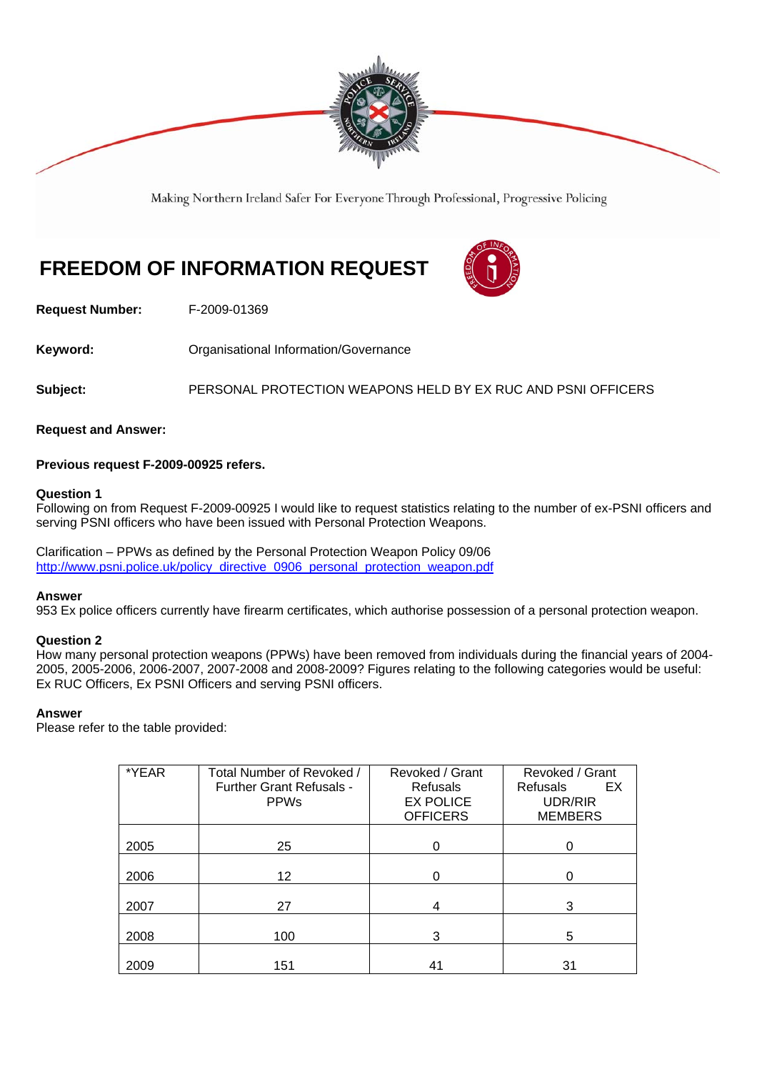Making Northern Ireland Safer For Everyone Through Professional, Progressive Policing

# FREEDOM OF INFORMATION REQUEST

**Request Number:** F-2009-01369

**Keyword:** Organisational Information/Governance

**Subject:** PERSONAL PROTECTION WEAPONS HELD BY EX RUC AND PSNI OFFICERS

**Request and Answer:**

**Previous request F-2009-00925 refers.**

**Question 1**
Following on from Request F-2009-00925 I would like to request statistics relating to the number of ex-PSNI officers and serving PSNI officers who have been issued with Personal Protection Weapons.

Clarification – PPWs as defined by the Personal Protection Weapon Policy 09/06
[http://www.psni.police.uk/policy_directive_0906_personal_protection_weapon.pdf](http://www.psni.police.uk/policy_directive_0906_personal_protection_weapon.pdf)

**Answer**
953 Ex police officers currently have firearm certificates, which authorise possession of a personal protection weapon.

**Question 2**
How many personal protection weapons (PPWs) have been removed from individuals during the financial years of 2004-2005, 2005-2006, 2006-2007, 2007-2008 and 2008-2009? Figures relating to the following categories would be useful: Ex RUC Officers, Ex PSNI Officers and serving PSNI officers.

**Answer**
Please refer to the table provided:

| *YEAR | Total Number of Revoked / Further Grant Refusals - PPWs | Revoked / Grant Refusals EX POLICE OFFICERS | Revoked / Grant Refusals EX UDR/RIR MEMBERS |
|---|---|---|---|
| 2005 | 25 | 0 | 0 |
| 2006 | 12 | 0 | 0 |
| 2007 | 27 | 4 | 3 |
| 2008 | 100 | 3 | 5 |
| 2009 | 151 | 41 | 31 |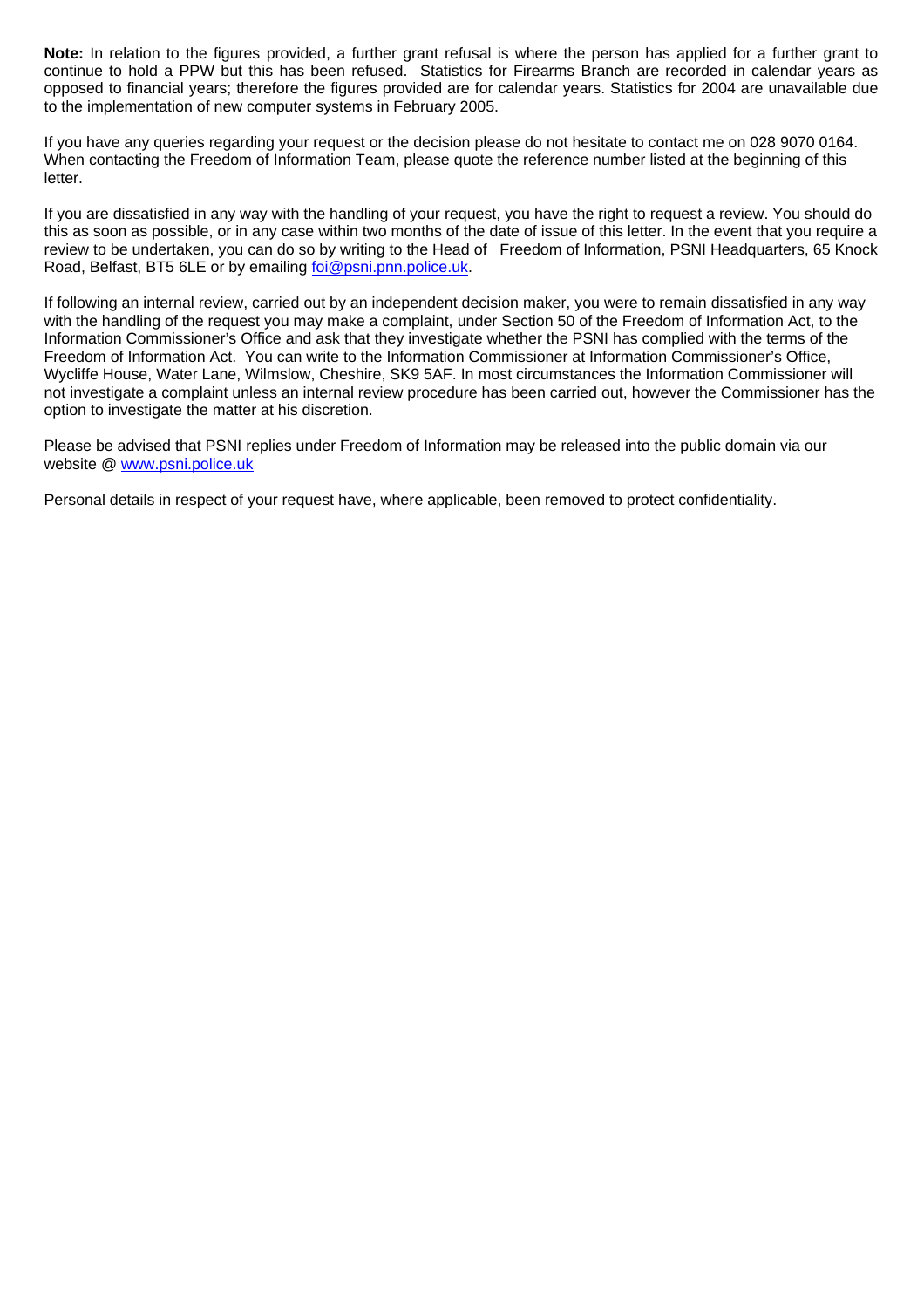**Note:** In relation to the figures provided, a further grant refusal is where the person has applied for a further grant to continue to hold a PPW but this has been refused. Statistics for Firearms Branch are recorded in calendar years as opposed to financial years; therefore the figures provided are for calendar years. Statistics for 2004 are unavailable due to the implementation of new computer systems in February 2005.

If you have any queries regarding your request or the decision please do not hesitate to contact me on 028 9070 0164. When contacting the Freedom of Information Team, please quote the reference number listed at the beginning of this letter.

If you are dissatisfied in any way with the handling of your request, you have the right to request a review. You should do this as soon as possible, or in any case within two months of the date of issue of this letter. In the event that you require a review to be undertaken, you can do so by writing to the Head of Freedom of Information, PSNI Headquarters, 65 Knock Road, Belfast, BT5 6LE or by emailing foi@psni.pnn.police.uk.

If following an internal review, carried out by an independent decision maker, you were to remain dissatisfied in any way with the handling of the request you may make a complaint, under Section 50 of the Freedom of Information Act, to the Information Commissioner's Office and ask that they investigate whether the PSNI has complied with the terms of the Freedom of Information Act. You can write to the Information Commissioner at Information Commissioner's Office, Wycliffe House, Water Lane, Wilmslow, Cheshire, SK9 5AF. In most circumstances the Information Commissioner will not investigate a complaint unless an internal review procedure has been carried out, however the Commissioner has the option to investigate the matter at his discretion.

Please be advised that PSNI replies under Freedom of Information may be released into the public domain via our website @ www.psni.police.uk

Personal details in respect of your request have, where applicable, been removed to protect confidentiality.